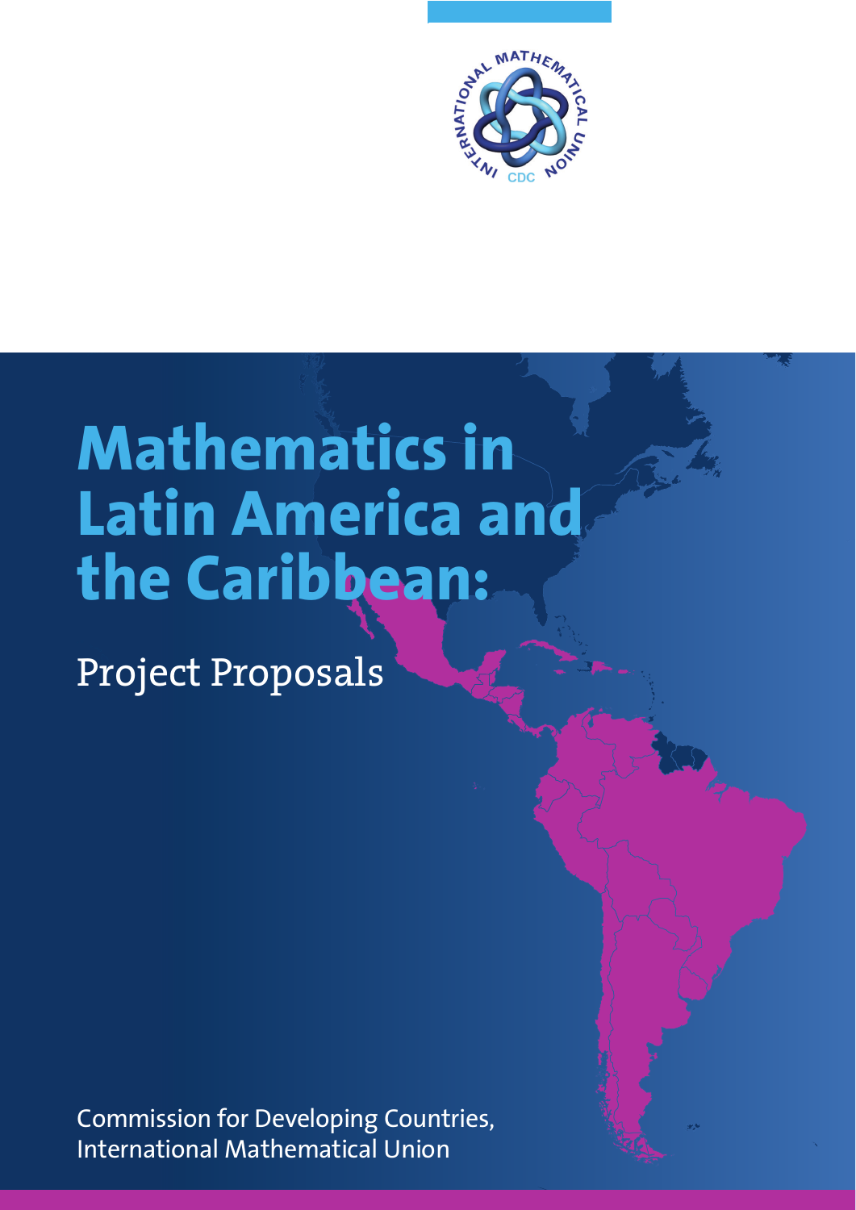# Mathematics in Latin America and the Caribbean:

## Project Proposals

Commission for Developing Countries,
International Mathematical Union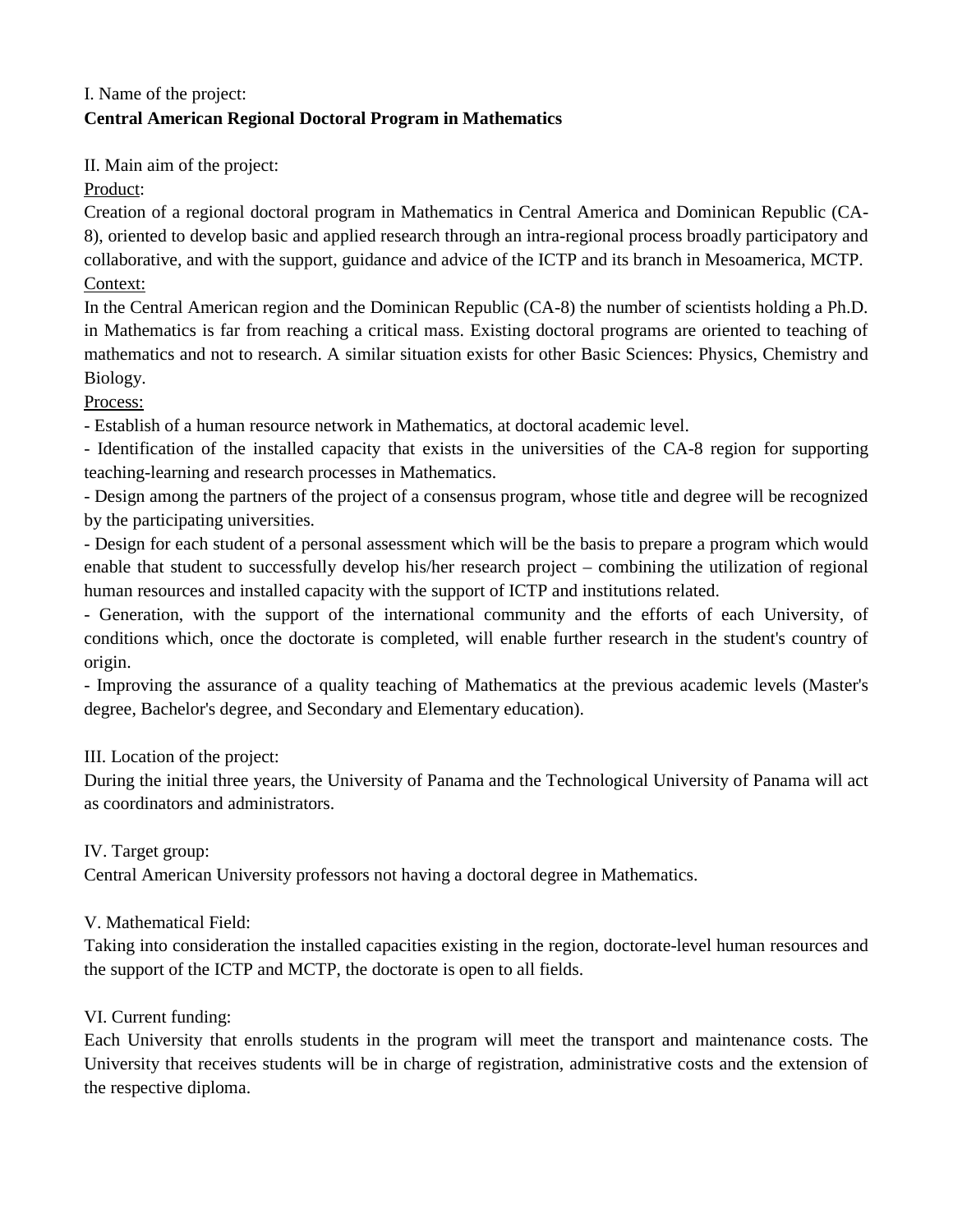I. Name of the project:

**Central American Regional Doctoral Program in Mathematics**

II. Main aim of the project:

<u>Product</u>:

Creation of a regional doctoral program in Mathematics in Central America and Dominican Republic (CA-8), oriented to develop basic and applied research through an intra-regional process broadly participatory and collaborative, and with the support, guidance and advice of the ICTP and its branch in Mesoamerica, MCTP.

<u>Context:</u>

In the Central American region and the Dominican Republic (CA-8) the number of scientists holding a Ph.D. in Mathematics is far from reaching a critical mass. Existing doctoral programs are oriented to teaching of mathematics and not to research. A similar situation exists for other Basic Sciences: Physics, Chemistry and Biology.

<u>Process:</u>

- Establish of a human resource network in Mathematics, at doctoral academic level.
- Identification of the installed capacity that exists in the universities of the CA-8 region for supporting teaching-learning and research processes in Mathematics.
- Design among the partners of the project of a consensus program, whose title and degree will be recognized by the participating universities.
- Design for each student of a personal assessment which will be the basis to prepare a program which would enable that student to successfully develop his/her research project – combining the utilization of regional human resources and installed capacity with the support of ICTP and institutions related.
- Generation, with the support of the international community and the efforts of each University, of conditions which, once the doctorate is completed, will enable further research in the student's country of origin.
- Improving the assurance of a quality teaching of Mathematics at the previous academic levels (Master's degree, Bachelor's degree, and Secondary and Elementary education).

III. Location of the project:

During the initial three years, the University of Panama and the Technological University of Panama will act as coordinators and administrators.

IV. Target group:

Central American University professors not having a doctoral degree in Mathematics.

V. Mathematical Field:

Taking into consideration the installed capacities existing in the region, doctorate-level human resources and the support of the ICTP and MCTP, the doctorate is open to all fields.

VI. Current funding:

Each University that enrolls students in the program will meet the transport and maintenance costs. The University that receives students will be in charge of registration, administrative costs and the extension of the respective diploma.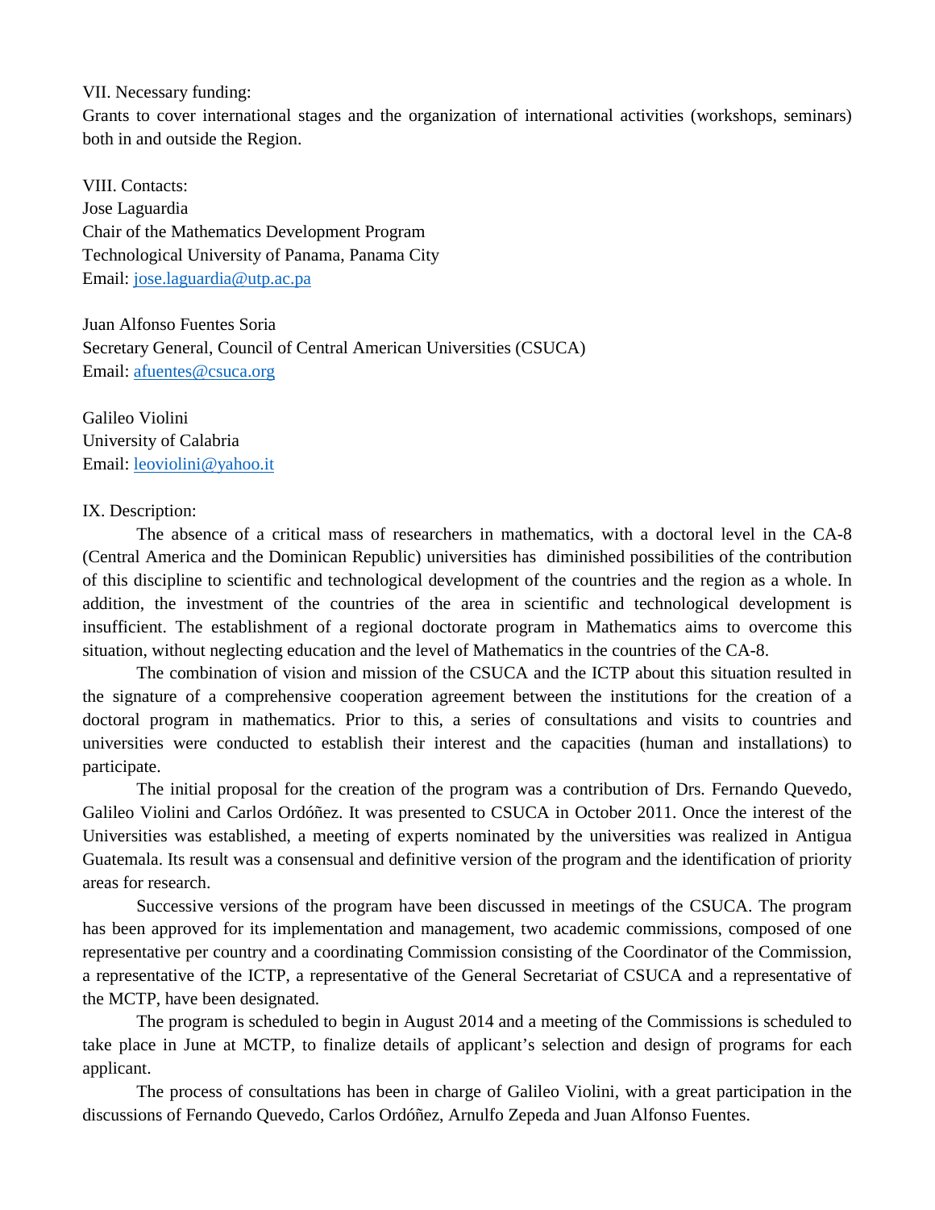VII. Necessary funding:
Grants to cover international stages and the organization of international activities (workshops, seminars) both in and outside the Region.

VIII. Contacts:
Jose Laguardia
Chair of the Mathematics Development Program
Technological University of Panama, Panama City
Email: jose.laguardia@utp.ac.pa

Juan Alfonso Fuentes Soria
Secretary General, Council of Central American Universities (CSUCA)
Email: afuentes@csuca.org

Galileo Violini
University of Calabria
Email: leoviolini@yahoo.it

IX. Description:

The absence of a critical mass of researchers in mathematics, with a doctoral level in the CA-8 (Central America and the Dominican Republic) universities has diminished possibilities of the contribution of this discipline to scientific and technological development of the countries and the region as a whole. In addition, the investment of the countries of the area in scientific and technological development is insufficient. The establishment of a regional doctorate program in Mathematics aims to overcome this situation, without neglecting education and the level of Mathematics in the countries of the CA-8.

The combination of vision and mission of the CSUCA and the ICTP about this situation resulted in the signature of a comprehensive cooperation agreement between the institutions for the creation of a doctoral program in mathematics. Prior to this, a series of consultations and visits to countries and universities were conducted to establish their interest and the capacities (human and installations) to participate.

The initial proposal for the creation of the program was a contribution of Drs. Fernando Quevedo, Galileo Violini and Carlos Ordóñez. It was presented to CSUCA in October 2011. Once the interest of the Universities was established, a meeting of experts nominated by the universities was realized in Antigua Guatemala. Its result was a consensual and definitive version of the program and the identification of priority areas for research.

Successive versions of the program have been discussed in meetings of the CSUCA. The program has been approved for its implementation and management, two academic commissions, composed of one representative per country and a coordinating Commission consisting of the Coordinator of the Commission, a representative of the ICTP, a representative of the General Secretariat of CSUCA and a representative of the MCTP, have been designated.

The program is scheduled to begin in August 2014 and a meeting of the Commissions is scheduled to take place in June at MCTP, to finalize details of applicant's selection and design of programs for each applicant.

The process of consultations has been in charge of Galileo Violini, with a great participation in the discussions of Fernando Quevedo, Carlos Ordóñez, Arnulfo Zepeda and Juan Alfonso Fuentes.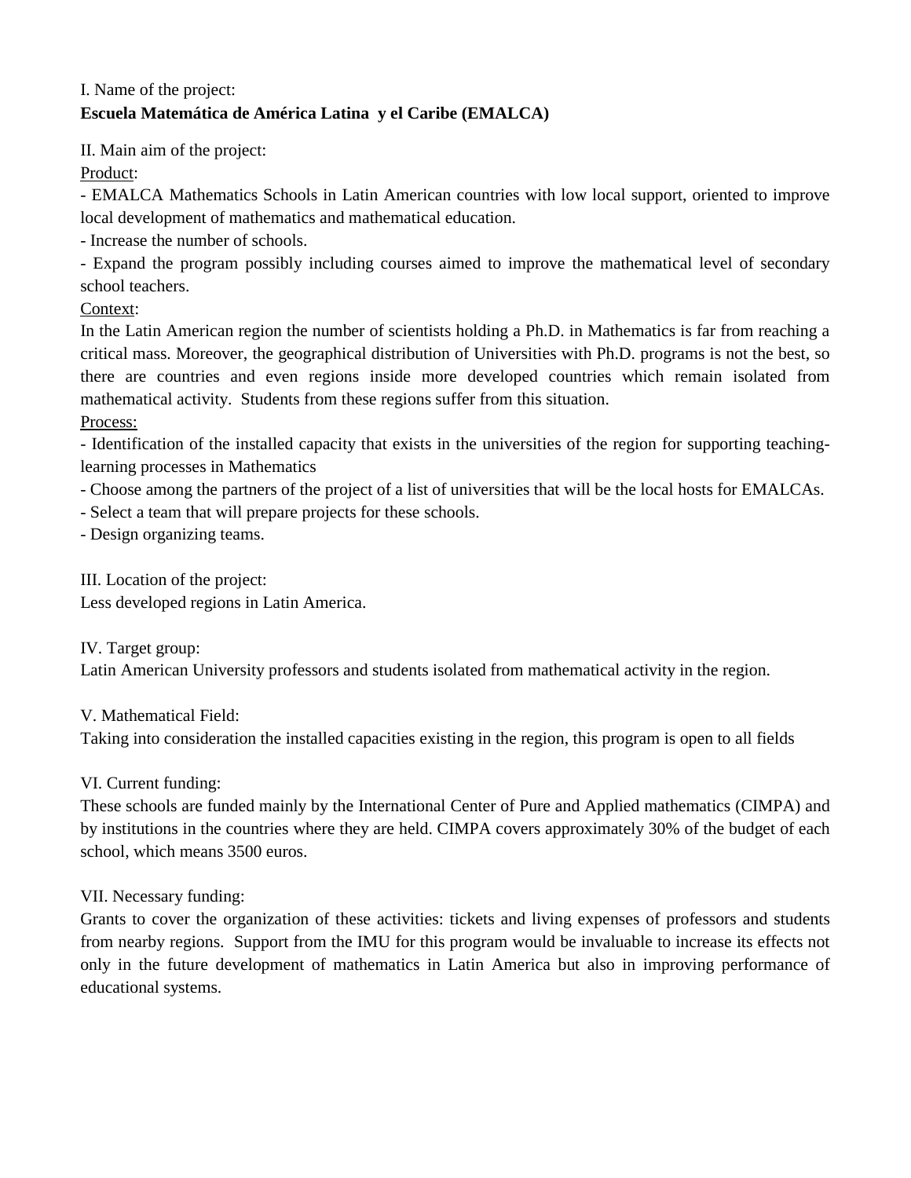I. Name of the project:

**Escuela Matemática de América Latina y el Caribe (EMALCA)**

II. Main aim of the project:

<u>Product</u>:

- EMALCA Mathematics Schools in Latin American countries with low local support, oriented to improve local development of mathematics and mathematical education.
- Increase the number of schools.
- Expand the program possibly including courses aimed to improve the mathematical level of secondary school teachers.

<u>Context</u>:

In the Latin American region the number of scientists holding a Ph.D. in Mathematics is far from reaching a critical mass. Moreover, the geographical distribution of Universities with Ph.D. programs is not the best, so there are countries and even regions inside more developed countries which remain isolated from mathematical activity. Students from these regions suffer from this situation.

<u>Process:</u>

- Identification of the installed capacity that exists in the universities of the region for supporting teaching-learning processes in Mathematics
- Choose among the partners of the project of a list of universities that will be the local hosts for EMALCAs.
- Select a team that will prepare projects for these schools.
- Design organizing teams.

III. Location of the project:

Less developed regions in Latin America.

IV. Target group:

Latin American University professors and students isolated from mathematical activity in the region.

V. Mathematical Field:

Taking into consideration the installed capacities existing in the region, this program is open to all fields

VI. Current funding:

These schools are funded mainly by the International Center of Pure and Applied mathematics (CIMPA) and by institutions in the countries where they are held. CIMPA covers approximately 30% of the budget of each school, which means 3500 euros.

VII. Necessary funding:

Grants to cover the organization of these activities: tickets and living expenses of professors and students from nearby regions. Support from the IMU for this program would be invaluable to increase its effects not only in the future development of mathematics in Latin America but also in improving performance of educational systems.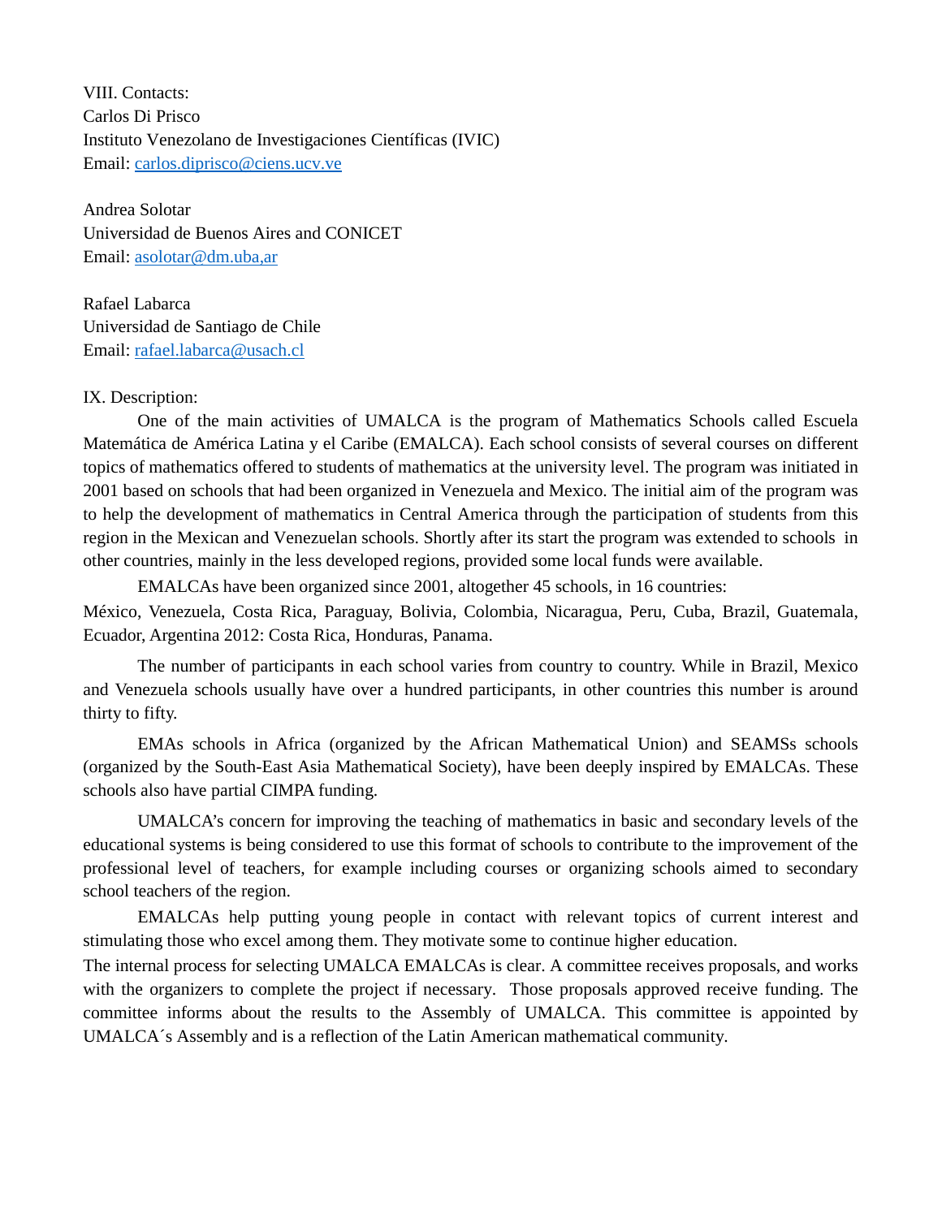VIII. Contacts:
Carlos Di Prisco
Instituto Venezolano de Investigaciones Científicas (IVIC)
Email: carlos.diprisco@ciens.ucv.ve

Andrea Solotar
Universidad de Buenos Aires and CONICET
Email: asolotar@dm.uba,ar

Rafael Labarca
Universidad de Santiago de Chile
Email: rafael.labarca@usach.cl

IX. Description:

One of the main activities of UMALCA is the program of Mathematics Schools called Escuela Matemática de América Latina y el Caribe (EMALCA). Each school consists of several courses on different topics of mathematics offered to students of mathematics at the university level. The program was initiated in 2001 based on schools that had been organized in Venezuela and Mexico. The initial aim of the program was to help the development of mathematics in Central America through the participation of students from this region in the Mexican and Venezuelan schools. Shortly after its start the program was extended to schools in other countries, mainly in the less developed regions, provided some local funds were available.

EMALCAs have been organized since 2001, altogether 45 schools, in 16 countries:
México, Venezuela, Costa Rica, Paraguay, Bolivia, Colombia, Nicaragua, Peru, Cuba, Brazil, Guatemala, Ecuador, Argentina 2012: Costa Rica, Honduras, Panama.

The number of participants in each school varies from country to country. While in Brazil, Mexico and Venezuela schools usually have over a hundred participants, in other countries this number is around thirty to fifty.

EMAs schools in Africa (organized by the African Mathematical Union) and SEAMSs schools (organized by the South-East Asia Mathematical Society), have been deeply inspired by EMALCAs. These schools also have partial CIMPA funding.

UMALCA's concern for improving the teaching of mathematics in basic and secondary levels of the educational systems is being considered to use this format of schools to contribute to the improvement of the professional level of teachers, for example including courses or organizing schools aimed to secondary school teachers of the region.

EMALCAs help putting young people in contact with relevant topics of current interest and stimulating those who excel among them. They motivate some to continue higher education.

The internal process for selecting UMALCA EMALCAs is clear. A committee receives proposals, and works with the organizers to complete the project if necessary. Those proposals approved receive funding. The committee informs about the results to the Assembly of UMALCA. This committee is appointed by UMALCA´s Assembly and is a reflection of the Latin American mathematical community.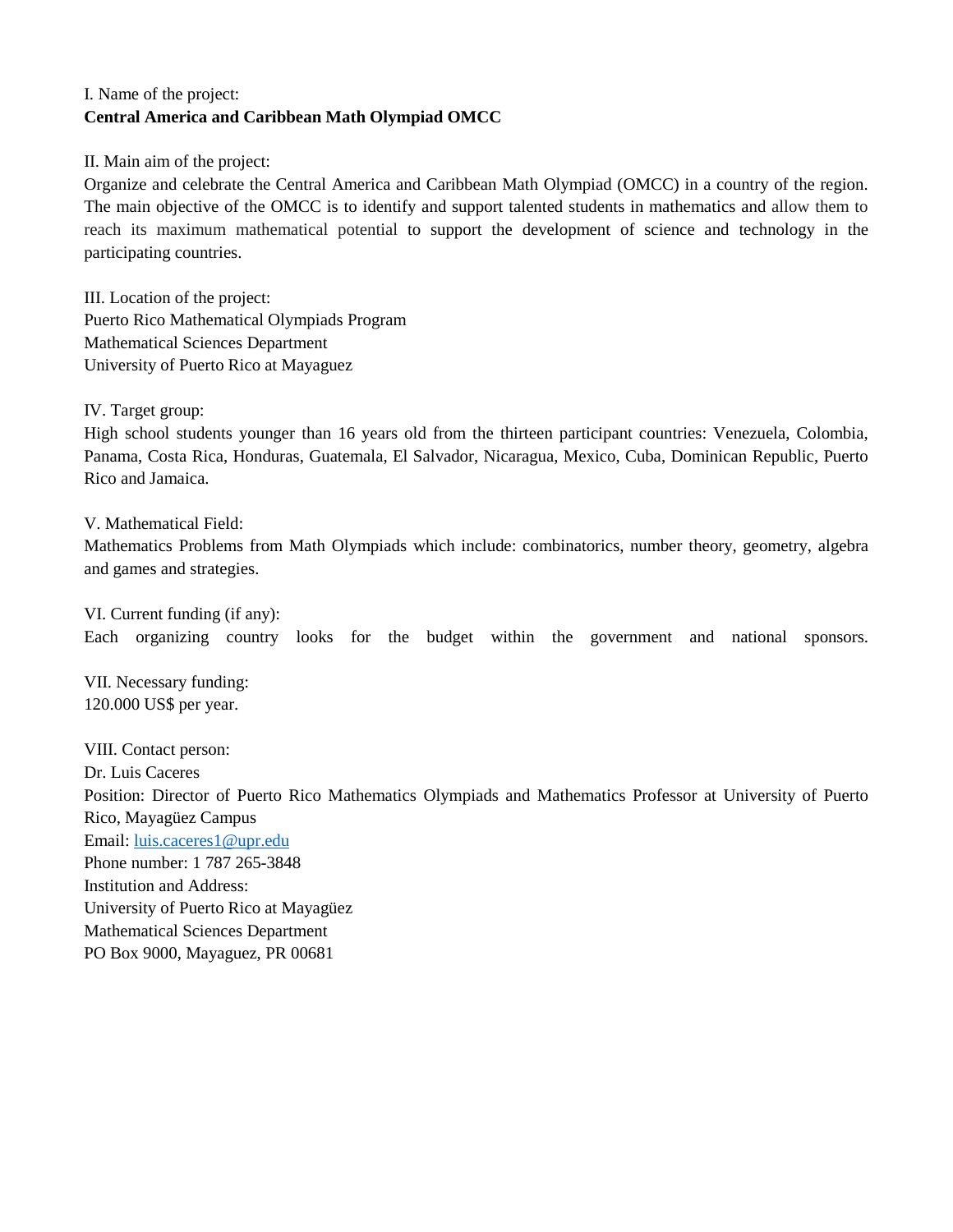I. Name of the project:
**Central America and Caribbean Math Olympiad OMCC**

II. Main aim of the project:
Organize and celebrate the Central America and Caribbean Math Olympiad (OMCC) in a country of the region. The main objective of the OMCC is to identify and support talented students in mathematics and allow them to reach its maximum mathematical potential to support the development of science and technology in the participating countries.

III. Location of the project:
Puerto Rico Mathematical Olympiads Program
Mathematical Sciences Department
University of Puerto Rico at Mayaguez

IV. Target group:
High school students younger than 16 years old from the thirteen participant countries: Venezuela, Colombia, Panama, Costa Rica, Honduras, Guatemala, El Salvador, Nicaragua, Mexico, Cuba, Dominican Republic, Puerto Rico and Jamaica.

V. Mathematical Field:
Mathematics Problems from Math Olympiads which include: combinatorics, number theory, geometry, algebra and games and strategies.

VI. Current funding (if any):
Each organizing country looks for the budget within the government and national sponsors.

VII. Necessary funding:
120.000 US$ per year.

VIII. Contact person:
Dr. Luis Caceres
Position: Director of Puerto Rico Mathematics Olympiads and Mathematics Professor at University of Puerto Rico, Mayagüez Campus
Email: luis.caceres1@upr.edu
Phone number: 1 787 265-3848
Institution and Address:
University of Puerto Rico at Mayagüez
Mathematical Sciences Department
PO Box 9000, Mayaguez, PR 00681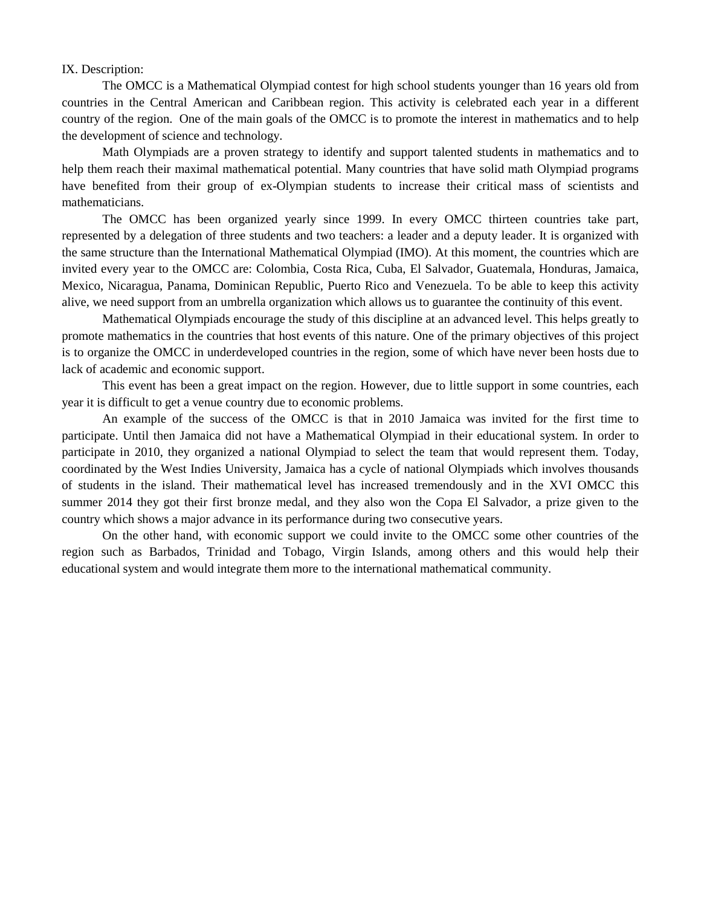IX. Description:

The OMCC is a Mathematical Olympiad contest for high school students younger than 16 years old from countries in the Central American and Caribbean region. This activity is celebrated each year in a different country of the region. One of the main goals of the OMCC is to promote the interest in mathematics and to help the development of science and technology.

Math Olympiads are a proven strategy to identify and support talented students in mathematics and to help them reach their maximal mathematical potential. Many countries that have solid math Olympiad programs have benefited from their group of ex-Olympian students to increase their critical mass of scientists and mathematicians.

The OMCC has been organized yearly since 1999. In every OMCC thirteen countries take part, represented by a delegation of three students and two teachers: a leader and a deputy leader. It is organized with the same structure than the International Mathematical Olympiad (IMO). At this moment, the countries which are invited every year to the OMCC are: Colombia, Costa Rica, Cuba, El Salvador, Guatemala, Honduras, Jamaica, Mexico, Nicaragua, Panama, Dominican Republic, Puerto Rico and Venezuela. To be able to keep this activity alive, we need support from an umbrella organization which allows us to guarantee the continuity of this event.

Mathematical Olympiads encourage the study of this discipline at an advanced level. This helps greatly to promote mathematics in the countries that host events of this nature. One of the primary objectives of this project is to organize the OMCC in underdeveloped countries in the region, some of which have never been hosts due to lack of academic and economic support.

This event has been a great impact on the region. However, due to little support in some countries, each year it is difficult to get a venue country due to economic problems.

An example of the success of the OMCC is that in 2010 Jamaica was invited for the first time to participate. Until then Jamaica did not have a Mathematical Olympiad in their educational system. In order to participate in 2010, they organized a national Olympiad to select the team that would represent them. Today, coordinated by the West Indies University, Jamaica has a cycle of national Olympiads which involves thousands of students in the island. Their mathematical level has increased tremendously and in the XVI OMCC this summer 2014 they got their first bronze medal, and they also won the Copa El Salvador, a prize given to the country which shows a major advance in its performance during two consecutive years.

On the other hand, with economic support we could invite to the OMCC some other countries of the region such as Barbados, Trinidad and Tobago, Virgin Islands, among others and this would help their educational system and would integrate them more to the international mathematical community.